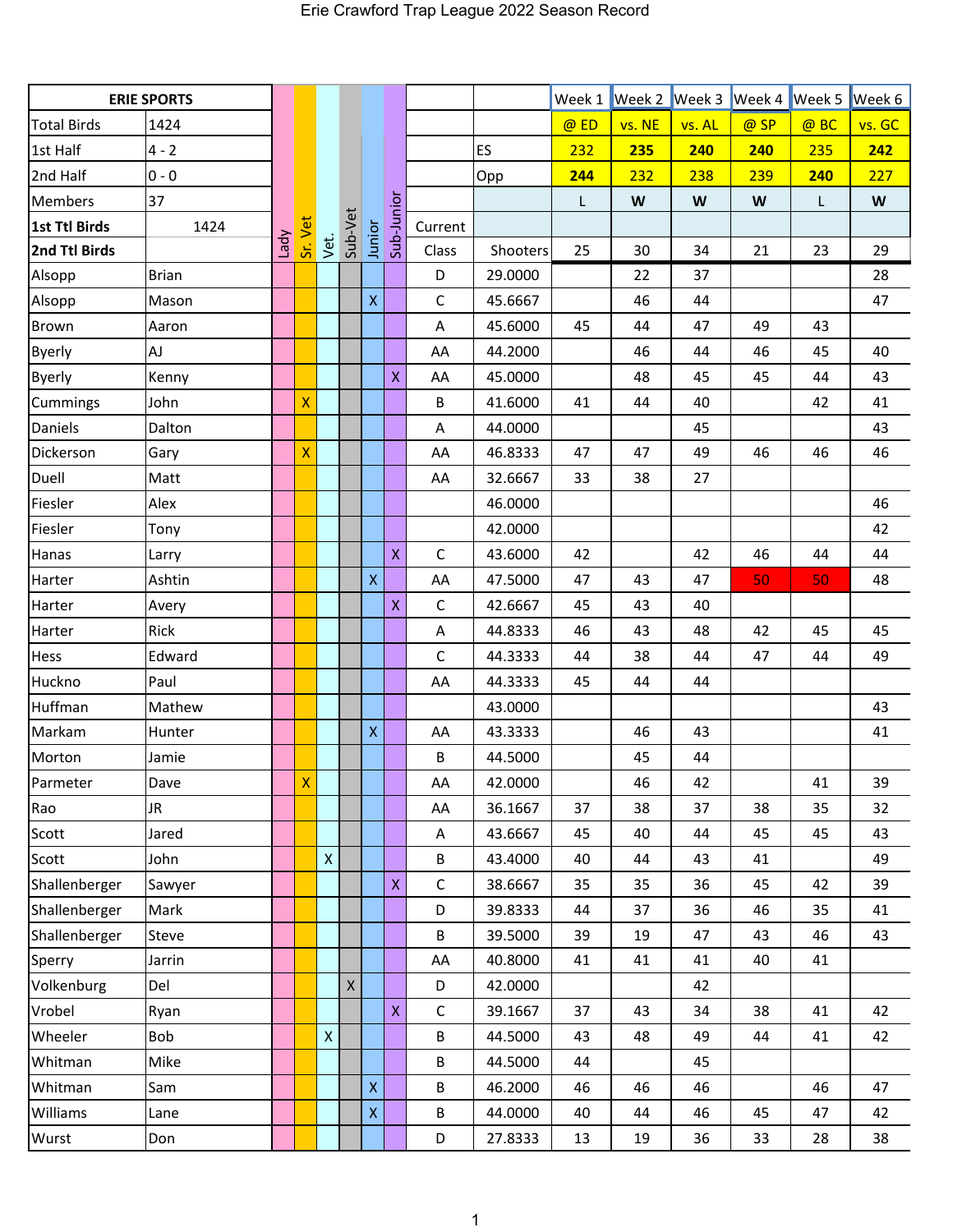# Erie Crawford Trap League 2022 Season Record

| ERIE SPORTS | | Lady | Sr. Vet | Vet. | Sub-Vet | Junior | Sub-Junior | | | Week 1 | Week 2 | Week 3 | Week 4 | Week 5 | Week 6 |
|---|---|---|---|---|---|---|---|---|---|---|---|---|---|---|---|
| Total Birds | 1424 | | | | | | | | | @ ED | vs. NE | vs. AL | @ SP | @ BC | vs. GC |
| 1st Half | 4 - 2 | | | | | | | | ES | 232 | 235 | 240 | 240 | 235 | 242 |
| 2nd Half | 0 - 0 | | | | | | | | Opp | 244 | 232 | 238 | 239 | 240 | 227 |
| Members | 37 | | | | | | | | | L | W | W | W | L | W |
| 1st Ttl Birds | 1424 | | | | | | | Current | | | | | | | |
| 2nd Ttl Birds | | | | | | | | Class | Shooters | 25 | 30 | 34 | 21 | 23 | 29 |
| Alsopp | Brian | | | | | | | D | 29.0000 | | 22 | 37 | | | 28 |
| Alsopp | Mason | | | | | X | | C | 45.6667 | | 46 | 44 | | | 47 |
| Brown | Aaron | | | | | | | A | 45.6000 | 45 | 44 | 47 | 49 | 43 | |
| Byerly | AJ | | | | | | | AA | 44.2000 | | 46 | 44 | 46 | 45 | 40 |
| Byerly | Kenny | | | | | | X | AA | 45.0000 | | 48 | 45 | 45 | 44 | 43 |
| Cummings | John | | X | | | | | B | 41.6000 | 41 | 44 | 40 | | 42 | 41 |
| Daniels | Dalton | | | | | | | A | 44.0000 | | | 45 | | | 43 |
| Dickerson | Gary | | X | | | | | AA | 46.8333 | 47 | 47 | 49 | 46 | 46 | 46 |
| Duell | Matt | | | | | | | AA | 32.6667 | 33 | 38 | 27 | | | |
| Fiesler | Alex | | | | | | | | 46.0000 | | | | | | 46 |
| Fiesler | Tony | | | | | | | | 42.0000 | | | | | | 42 |
| Hanas | Larry | | | | | | X | C | 43.6000 | 42 | | 42 | 46 | 44 | 44 |
| Harter | Ashtin | | | | | X | | AA | 47.5000 | 47 | 43 | 47 | 50 | 50 | 48 |
| Harter | Avery | | | | | | X | C | 42.6667 | 45 | 43 | 40 | | | |
| Harter | Rick | | | | | | | A | 44.8333 | 46 | 43 | 48 | 42 | 45 | 45 |
| Hess | Edward | | | | | | | C | 44.3333 | 44 | 38 | 44 | 47 | 44 | 49 |
| Huckno | Paul | | | | | | | AA | 44.3333 | 45 | 44 | 44 | | | |
| Huffman | Mathew | | | | | | | | 43.0000 | | | | | | 43 |
| Markam | Hunter | | | | | X | | AA | 43.3333 | | 46 | 43 | | | 41 |
| Morton | Jamie | | | | | | | B | 44.5000 | | 45 | 44 | | | |
| Parmeter | Dave | | X | | | | | AA | 42.0000 | | 46 | 42 | | 41 | 39 |
| Rao | JR | | | | | | | AA | 36.1667 | 37 | 38 | 37 | 38 | 35 | 32 |
| Scott | Jared | | | | | | | A | 43.6667 | 45 | 40 | 44 | 45 | 45 | 43 |
| Scott | John | | | X | | | | B | 43.4000 | 40 | 44 | 43 | 41 | | 49 |
| Shallenberger | Sawyer | | | | | | X | C | 38.6667 | 35 | 35 | 36 | 45 | 42 | 39 |
| Shallenberger | Mark | | | | | | | D | 39.8333 | 44 | 37 | 36 | 46 | 35 | 41 |
| Shallenberger | Steve | | | | | | | B | 39.5000 | 39 | 19 | 47 | 43 | 46 | 43 |
| Sperry | Jarrin | | | | | | | AA | 40.8000 | 41 | 41 | 41 | 40 | 41 | |
| Volkenburg | Del | | | | X | | | D | 42.0000 | | | 42 | | | |
| Vrobel | Ryan | | | | | | X | C | 39.1667 | 37 | 43 | 34 | 38 | 41 | 42 |
| Wheeler | Bob | | | X | | | | B | 44.5000 | 43 | 48 | 49 | 44 | 41 | 42 |
| Whitman | Mike | | | | | | | B | 44.5000 | 44 | | 45 | | | |
| Whitman | Sam | | | | | X | | B | 46.2000 | 46 | 46 | 46 | | 46 | 47 |
| Williams | Lane | | | | | X | | B | 44.0000 | 40 | 44 | 46 | 45 | 47 | 42 |
| Wurst | Don | | | | | | | D | 27.8333 | 13 | 19 | 36 | 33 | 28 | 38 |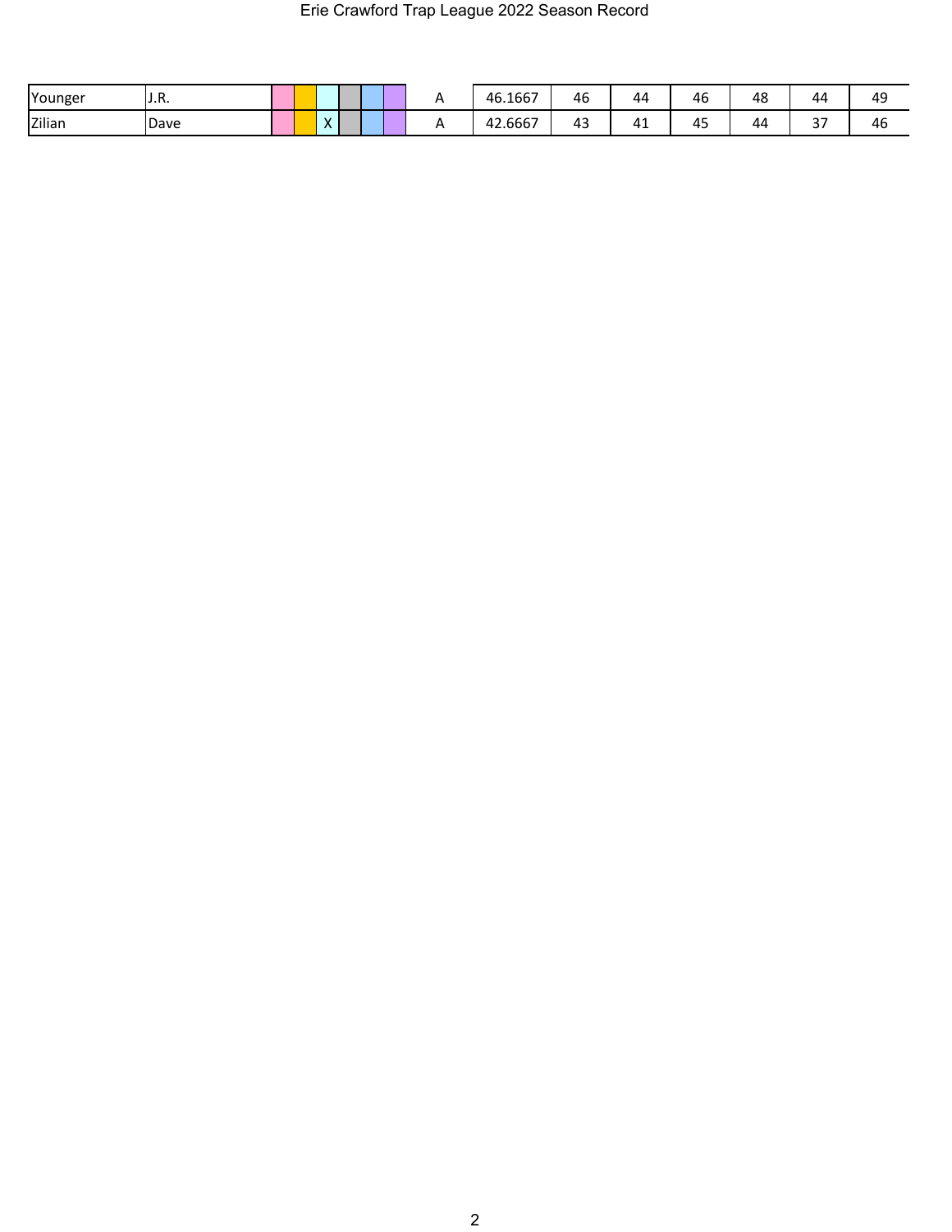| | | | | | | | | | | | | | | | | |
|---|---|---|---|---|---|---|---|---|---|---|---|---|---|---|---|---|
| Younger | J.R. | | | | | | | A | 46.1667 | 46 | 44 | 46 | 48 | 44 | 49 |
| Zilian | Dave | | | X | | | | A | 42.6667 | 43 | 41 | 45 | 44 | 37 | 46 |